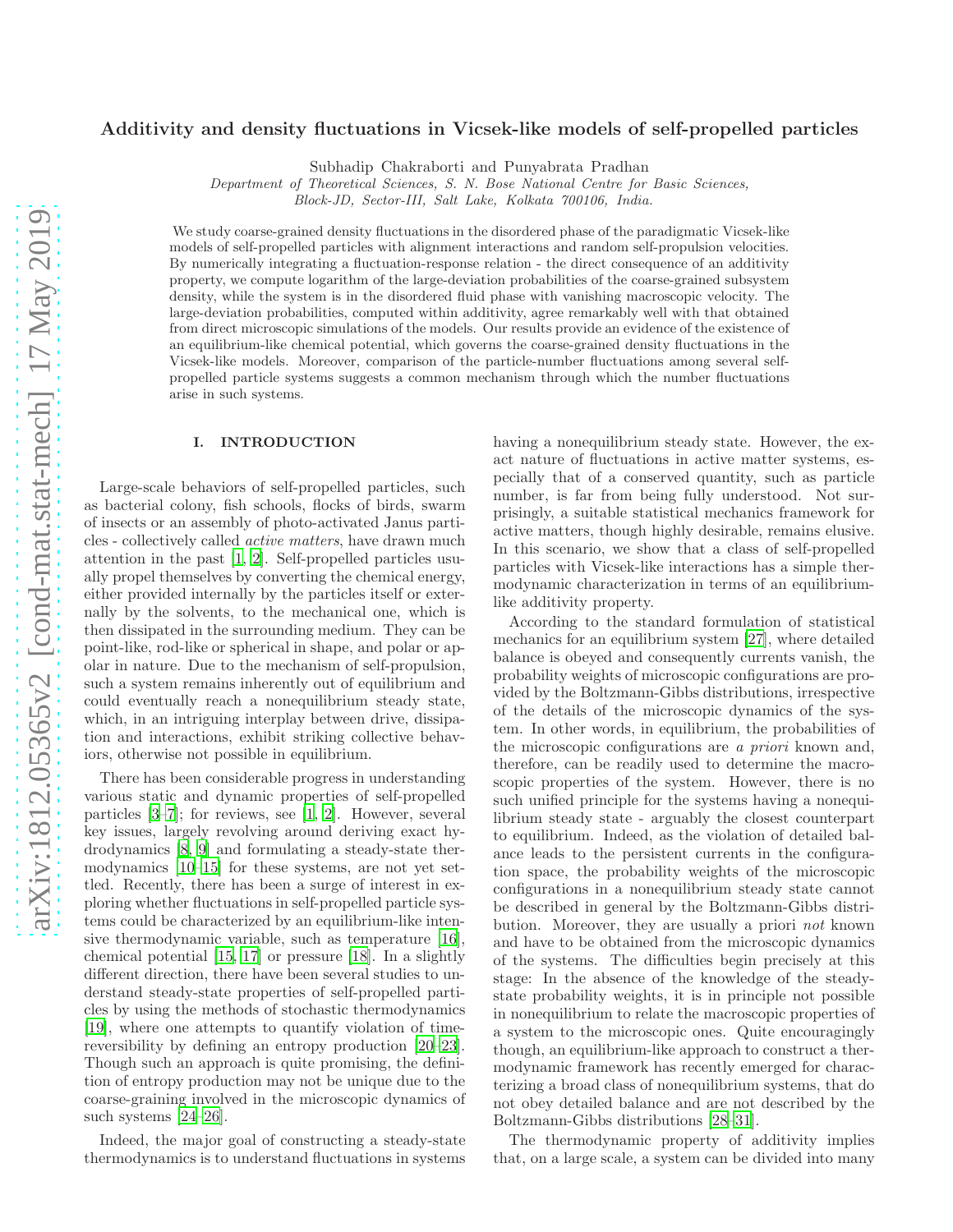# Additivity and density fluctuations in Vicsek-like models of self-propelled particles

Subhadip Chakraborti and Punyabrata Pradhan

*Department of Theoretical Sciences, S. N. Bose National Centre for Basic Sciences, Block-JD, Sector-III, Salt Lake, Kolkata 700106, India.*

We study coarse-grained density fluctuations in the disordered phase of the paradigmatic Vicsek-like models of self-propelled particles with alignment interactions and random self-propulsion velocities. By numerically integrating a fluctuation-response relation - the direct consequence of an additivity property, we compute logarithm of the large-deviation probabilities of the coarse-grained subsystem density, while the system is in the disordered fluid phase with vanishing macroscopic velocity. The large-deviation probabilities, computed within additivity, agree remarkably well with that obtained from direct microscopic simulations of the models. Our results provide an evidence of the existence of an equilibrium-like chemical potential, which governs the coarse-grained density fluctuations in the Vicsek-like models. Moreover, comparison of the particle-number fluctuations among several self-propelled particle systems suggests a common mechanism through which the number fluctuations arise in such systems.

## I. INTRODUCTION

Large-scale behaviors of self-propelled particles, such as bacterial colony, fish schools, flocks of birds, swarm of insects or an assembly of photo-activated Janus particles - collectively called *active matters*, have drawn much attention in the past [1, 2]. Self-propelled particles usually propel themselves by converting the chemical energy, either provided internally by the particles itself or externally by the solvents, to the mechanical one, which is then dissipated in the surrounding medium. They can be point-like, rod-like or spherical in shape, and polar or apolar in nature. Due to the mechanism of self-propulsion, such a system remains inherently out of equilibrium and could eventually reach a nonequilibrium steady state, which, in an intriguing interplay between drive, dissipation and interactions, exhibit striking collective behaviors, otherwise not possible in equilibrium.

There has been considerable progress in understanding various static and dynamic properties of self-propelled particles [3–7]; for reviews, see [1, 2]. However, several key issues, largely revolving around deriving exact hydrodynamics [8, 9] and formulating a steady-state thermodynamics [10–15] for these systems, are not yet settled. Recently, there has been a surge of interest in exploring whether fluctuations in self-propelled particle systems could be characterized by an equilibrium-like intensive thermodynamic variable, such as temperature [16], chemical potential [15, 17] or pressure [18]. In a slightly different direction, there have been several studies to understand steady-state properties of self-propelled particles by using the methods of stochastic thermodynamics [19], where one attempts to quantify violation of time-reversibility by defining an entropy production [20–23]. Though such an approach is quite promising, the definition of entropy production may not be unique due to the coarse-graining involved in the microscopic dynamics of such systems [24–26].

Indeed, the major goal of constructing a steady-state thermodynamics is to understand fluctuations in systems having a nonequilibrium steady state. However, the exact nature of fluctuations in active matter systems, especially that of a conserved quantity, such as particle number, is far from being fully understood. Not surprisingly, a suitable statistical mechanics framework for active matters, though highly desirable, remains elusive. In this scenario, we show that a class of self-propelled particles with Vicsek-like interactions has a simple thermodynamic characterization in terms of an equilibrium-like additivity property.

According to the standard formulation of statistical mechanics for an equilibrium system [27], where detailed balance is obeyed and consequently currents vanish, the probability weights of microscopic configurations are provided by the Boltzmann-Gibbs distributions, irrespective of the details of the microscopic dynamics of the system. In other words, in equilibrium, the probabilities of the microscopic configurations are *a priori* known and, therefore, can be readily used to determine the macroscopic properties of the system. However, there is no such unified principle for the systems having a nonequilibrium steady state - arguably the closest counterpart to equilibrium. Indeed, as the violation of detailed balance leads to the persistent currents in the configuration space, the probability weights of the microscopic configurations in a nonequilibrium steady state cannot be described in general by the Boltzmann-Gibbs distribution. Moreover, they are usually a priori *not* known and have to be obtained from the microscopic dynamics of the systems. The difficulties begin precisely at this stage: In the absence of the knowledge of the steady-state probability weights, it is in principle not possible in nonequilibrium to relate the macroscopic properties of a system to the microscopic ones. Quite encouragingly though, an equilibrium-like approach to construct a thermodynamic framework has recently emerged for characterizing a broad class of nonequilibrium systems, that do not obey detailed balance and are not described by the Boltzmann-Gibbs distributions [28–31].

The thermodynamic property of additivity implies that, on a large scale, a system can be divided into many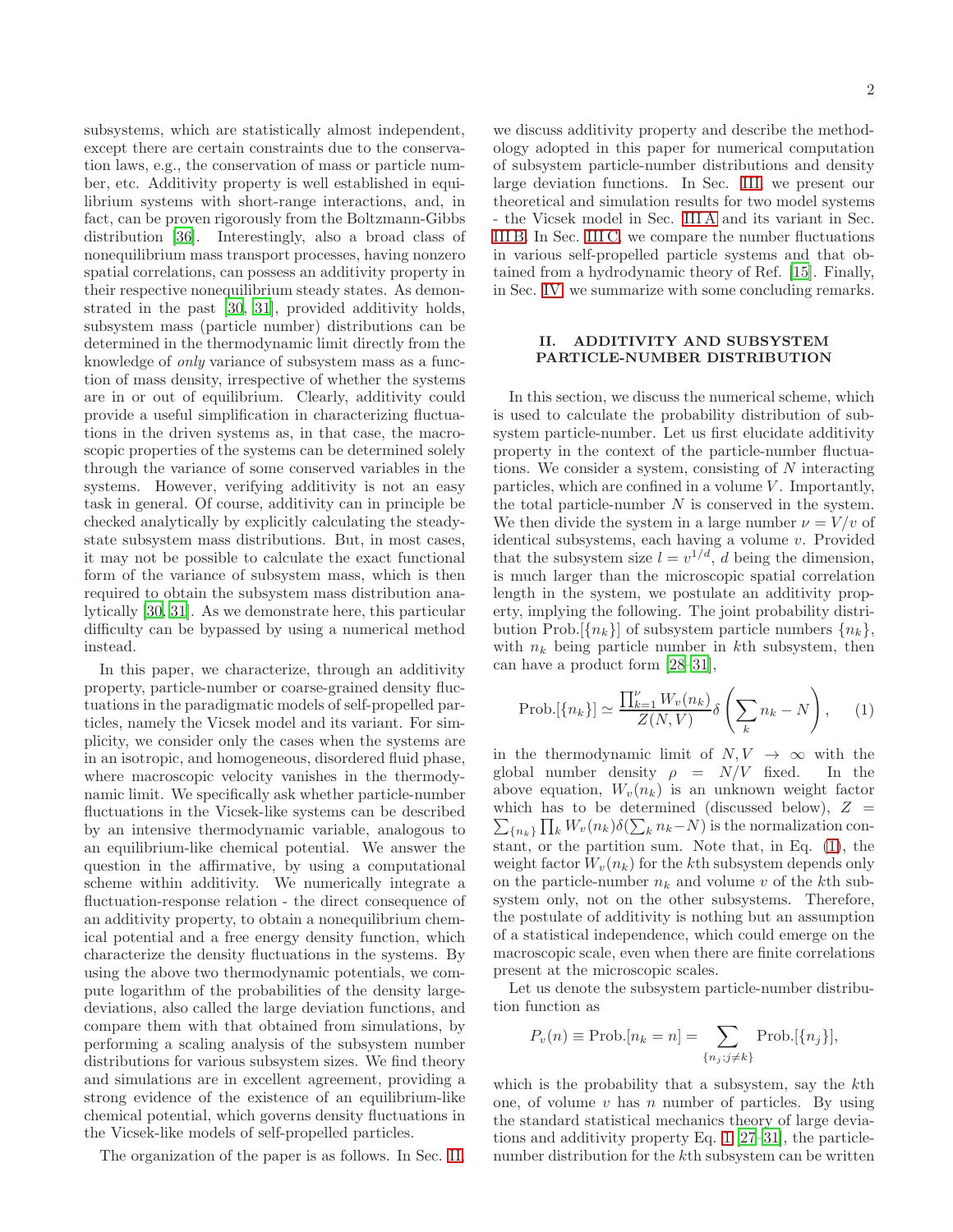subsystems, which are statistically almost independent, except there are certain constraints due to the conservation laws, e.g., the conservation of mass or particle number, etc. Additivity property is well established in equilibrium systems with short-range interactions, and, in fact, can be proven rigorously from the Boltzmann-Gibbs distribution [36]. Interestingly, also a broad class of nonequilibrium mass transport processes, having nonzero spatial correlations, can possess an additivity property in their respective nonequilibrium steady states. As demonstrated in the past [30, 31], provided additivity holds, subsystem mass (particle number) distributions can be determined in the thermodynamic limit directly from the knowledge of *only* variance of subsystem mass as a function of mass density, irrespective of whether the systems are in or out of equilibrium. Clearly, additivity could provide a useful simplification in characterizing fluctuations in the driven systems as, in that case, the macroscopic properties of the systems can be determined solely through the variance of some conserved variables in the systems. However, verifying additivity is not an easy task in general. Of course, additivity can in principle be checked analytically by explicitly calculating the steady-state subsystem mass distributions. But, in most cases, it may not be possible to calculate the exact functional form of the variance of subsystem mass, which is then required to obtain the subsystem mass distribution analytically [30, 31]. As we demonstrate here, this particular difficulty can be bypassed by using a numerical method instead.

In this paper, we characterize, through an additivity property, particle-number or coarse-grained density fluctuations in the paradigmatic models of self-propelled particles, namely the Vicsek model and its variant. For simplicity, we consider only the cases when the systems are in an isotropic, and homogeneous, disordered fluid phase, where macroscopic velocity vanishes in the thermodynamic limit. We specifically ask whether particle-number fluctuations in the Vicsek-like systems can be described by an intensive thermodynamic variable, analogous to an equilibrium-like chemical potential. We answer the question in the affirmative, by using a computational scheme within additivity. We numerically integrate a fluctuation-response relation - the direct consequence of an additivity property, to obtain a nonequilibrium chemical potential and a free energy density function, which characterize the density fluctuations in the systems. By using the above two thermodynamic potentials, we compute logarithm of the probabilities of the density large-deviations, also called the large deviation functions, and compare them with that obtained from simulations, by performing a scaling analysis of the subsystem number distributions for various subsystem sizes. We find theory and simulations are in excellent agreement, providing a strong evidence of the existence of an equilibrium-like chemical potential, which governs density fluctuations in the Vicsek-like models of self-propelled particles.

The organization of the paper is as follows. In Sec. II, we discuss additivity property and describe the methodology adopted in this paper for numerical computation of subsystem particle-number distributions and density large deviation functions. In Sec. III, we present our theoretical and simulation results for two model systems - the Vicsek model in Sec. III A and its variant in Sec. III B. In Sec. III C, we compare the number fluctuations in various self-propelled particle systems and that obtained from a hydrodynamic theory of Ref. [15]. Finally, in Sec. IV, we summarize with some concluding remarks.

## II. ADDITIVITY AND SUBSYSTEM PARTICLE-NUMBER DISTRIBUTION

In this section, we discuss the numerical scheme, which is used to calculate the probability distribution of subsystem particle-number. Let us first elucidate additivity property in the context of the particle-number fluctuations. We consider a system, consisting of $N$ interacting particles, which are confined in a volume $V$. Importantly, the total particle-number $N$ is conserved in the system. We then divide the system in a large number $\nu = V/v$ of identical subsystems, each having a volume $v$. Provided that the subsystem size $l = v^{1/d}$, $d$ being the dimension, is much larger than the microscopic spatial correlation length in the system, we postulate an additivity property, implying the following. The joint probability distribution Prob.$[\{n_k\}]$ of subsystem particle numbers $\{n_k\}$, with $n_k$ being particle number in $k$th subsystem, then can have a product form [28–31],

$$
\text{Prob.}[\{n_k\}] \simeq \frac{\prod_{k=1}^{\nu} W_v(n_k)}{Z(N,V)} \delta\left(\sum_k n_k - N\right), \quad (1)
$$

in the thermodynamic limit of $N, V \to \infty$ with the global number density $\rho = N/V$ fixed. In the above equation, $W_v(n_k)$ is an unknown weight factor which has to be determined (discussed below), $Z = \sum_{\{n_k\}} \prod_k W_v(n_k) \delta(\sum_k n_k - N)$ is the normalization constant, or the partition sum. Note that, in Eq. (1), the weight factor $W_v(n_k)$ for the $k$th subsystem depends only on the particle-number $n_k$ and volume $v$ of the $k$th subsystem only, not on the other subsystems. Therefore, the postulate of additivity is nothing but an assumption of a statistical independence, which could emerge on the macroscopic scale, even when there are finite correlations present at the microscopic scales.

Let us denote the subsystem particle-number distribution function as

$$
P_v(n) \equiv \text{Prob.}[n_k = n] = \sum_{\{n_j; j \neq k\}} \text{Prob.}[\{n_j\}],
$$

which is the probability that a subsystem, say the $k$th one, of volume $v$ has $n$ number of particles. By using the standard statistical mechanics theory of large deviations and additivity property Eq. 1 [27–31], the particle-number distribution for the $k$th subsystem can be written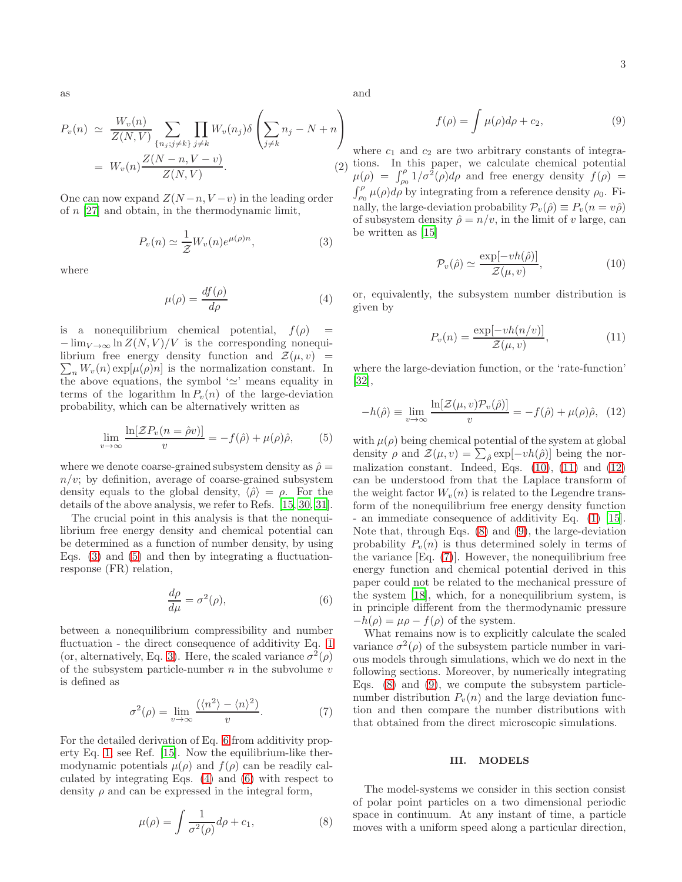as

$$
\begin{aligned}
P_v(n) &\simeq \frac{W_v(n)}{Z(N,V)} \sum_{\{n_j; j\neq k\}} \prod_{j\neq k} W_v(n_j) \delta\left(\sum_{j\neq k} n_j - N + n\right) \\
&= W_v(n) \frac{Z(N-n, V-v)}{Z(N,V)}. \qquad (2)
\end{aligned}
$$

One can now expand $Z(N-n, V-v)$ in the leading order of $n$ [27] and obtain, in the thermodynamic limit,

$$
P_v(n) \simeq \frac{1}{\mathcal{Z}} W_v(n) e^{\mu(\rho) n}, \qquad (3)
$$

where

$$
\mu(\rho) = \frac{df(\rho)}{d\rho} \qquad (4)
$$

is a nonequilibrium chemical potential, $f(\rho) = -\lim_{V\to\infty} \ln Z(N,V)/V$ is the corresponding nonequilibrium free energy density function and $\mathcal{Z}(\mu, v) = \sum_n W_v(n) \exp[\mu(\rho) n]$ is the normalization constant. In the above equations, the symbol '$\simeq$' means equality in terms of the logarithm $\ln P_v(n)$ of the large-deviation probability, which can be alternatively written as

$$
\lim_{v\to\infty} \frac{\ln[\mathcal{Z} P_v(n = \hat{\rho} v)]}{v} = -f(\hat{\rho}) + \mu(\rho)\hat{\rho}, \qquad (5)
$$

where we denote coarse-grained subsystem density as $\hat{\rho} = n/v$; by definition, average of coarse-grained subsystem density equals to the global density, $\langle \hat{\rho} \rangle = \rho$. For the details of the above analysis, we refer to Refs. [15, 30, 31].

The crucial point in this analysis is that the nonequilibrium free energy density and chemical potential can be determined as a function of number density, by using Eqs. (3) and (5) and then by integrating a fluctuation-response (FR) relation,

$$
\frac{d\rho}{d\mu} = \sigma^2(\rho), \qquad (6)
$$

between a nonequilibrium compressibility and number fluctuation - the direct consequence of additivity Eq. 1 (or, alternatively, Eq. 3). Here, the scaled variance $\sigma^2(\rho)$ of the subsystem particle-number $n$ in the subvolume $v$ is defined as

$$
\sigma^2(\rho) = \lim_{v\to\infty} \frac{(\langle n^2 \rangle - \langle n \rangle^2)}{v}. \qquad (7)
$$

For the detailed derivation of Eq. 6 from additivity property Eq. 1 see Ref. [15]. Now the equilibrium-like thermodynamic potentials $\mu(\rho)$ and $f(\rho)$ can be readily calculated by integrating Eqs. (4) and (6) with respect to density $\rho$ and can be expressed in the integral form,

$$
\mu(\rho) = \int \frac{1}{\sigma^2(\rho)} d\rho + c_1, \qquad (8)
$$

and

$$
f(\rho) = \int \mu(\rho) d\rho + c_2, \qquad (9)
$$

where $c_1$ and $c_2$ are two arbitrary constants of integrations. In this paper, we calculate chemical potential $\mu(\rho) = \int_{\rho_0}^{\rho} 1/\sigma^2(\rho) d\rho$ and free energy density $f(\rho) = \int_{\rho_0}^{\rho} \mu(\rho) d\rho$ by integrating from a reference density $\rho_0$. Finally, the large-deviation probability $\mathcal{P}_v(\hat{\rho}) \equiv P_v(n = v\hat{\rho})$ of subsystem density $\hat{\rho} = n/v$, in the limit of $v$ large, can be written as [15]

$$
\mathcal{P}_v(\hat{\rho}) \simeq \frac{\exp[-v h(\hat{\rho})]}{\mathcal{Z}(\mu, v)}, \qquad (10)
$$

or, equivalently, the subsystem number distribution is given by

$$
P_v(n) = \frac{\exp[-v h(n/v)]}{\mathcal{Z}(\mu, v)}, \qquad (11)
$$

where the large-deviation function, or the 'rate-function' [32],

$$
-h(\hat{\rho}) \equiv \lim_{v\to\infty} \frac{\ln[\mathcal{Z}(\mu, v) \mathcal{P}_v(\hat{\rho})]}{v} = -f(\hat{\rho}) + \mu(\rho)\hat{\rho}, \quad (12)
$$

with $\mu(\rho)$ being chemical potential of the system at global density $\rho$ and $\mathcal{Z}(\mu, v) = \sum_{\hat{\rho}} \exp[-v h(\hat{\rho})]$ being the normalization constant. Indeed, Eqs. (10), (11) and (12) can be understood from that the Laplace transform of the weight factor $W_v(n)$ is related to the Legendre transform of the nonequilibrium free energy density function - an immediate consequence of additivity Eq. (1) [15]. Note that, through Eqs. (8) and (9), the large-deviation probability $P_v(n)$ is thus determined solely in terms of the variance [Eq. (7)]. However, the nonequilibrium free energy function and chemical potential derived in this paper could not be related to the mechanical pressure of the system [18], which, for a nonequilibrium system, is in principle different from the thermodynamic pressure $-h(\rho) = \mu\rho - f(\rho)$ of the system.

What remains now is to explicitly calculate the scaled variance $\sigma^2(\rho)$ of the subsystem particle number in various models through simulations, which we do next in the following sections. Moreover, by numerically integrating Eqs. (8) and (9), we compute the subsystem particle-number distribution $P_v(n)$ and the large deviation function and then compare the number distributions with that obtained from the direct microscopic simulations.

## III. MODELS

The model-systems we consider in this section consist of polar point particles on a two dimensional periodic space in continuum. At any instant of time, a particle moves with a uniform speed along a particular direction,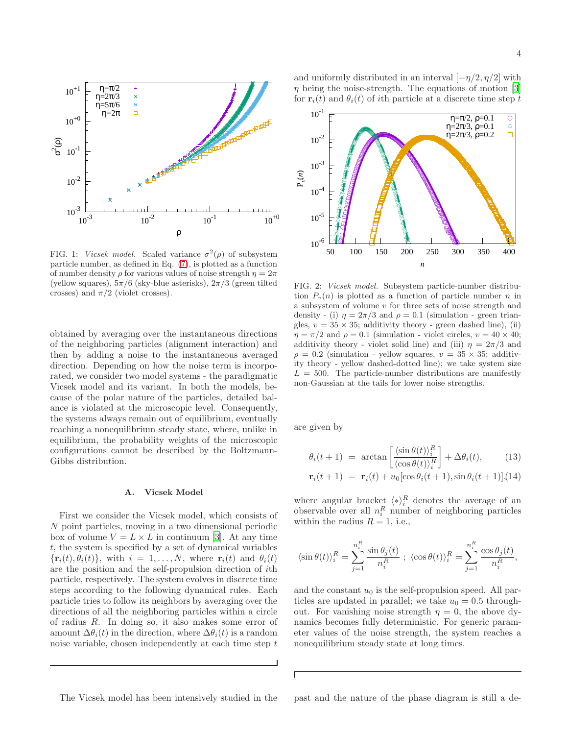FIG. 1: *Vicsek model.* Scaled variance $\sigma^2(\rho)$ of subsystem particle number, as defined in Eq. (7), is plotted as a function of number density $\rho$ for various values of noise strength $\eta = 2\pi$ (yellow squares), $5\pi/6$ (sky-blue asterisks), $2\pi/3$ (green tilted crosses) and $\pi/2$ (violet crosses).

obtained by averaging over the instantaneous directions of the neighboring particles (alignment interaction) and then by adding a noise to the instantaneous averaged direction. Depending on how the noise term is incorporated, we consider two model systems - the paradigmatic Vicsek model and its variant. In both the models, because of the polar nature of the particles, detailed balance is violated at the microscopic level. Consequently, the systems always remain out of equilibrium, eventually reaching a nonequilibrium steady state, where, unlike in equilibrium, the probability weights of the microscopic configurations cannot be described by the Boltzmann-Gibbs distribution.

### A. Vicsek Model

First we consider the Vicsek model, which consists of $N$ point particles, moving in a two dimensional periodic box of volume $V = L \times L$ in continuum [3]. At any time $t$, the system is specified by a set of dynamical variables $\{\mathbf{r}_i(t), \theta_i(t)\}$, with $i = 1, \dots, N$, where $\mathbf{r}_i(t)$ and $\theta_i(t)$ are the position and the self-propulsion direction of $i$th particle, respectively. The system evolves in discrete time steps according to the following dynamical rules. Each particle tries to follow its neighbors by averaging over the directions of all the neighboring particles within a circle of radius $R$. In doing so, it also makes some error of amount $\Delta\theta_i(t)$ in the direction, where $\Delta\theta_i(t)$ is a random noise variable, chosen independently at each time step $t$ and uniformly distributed in an interval $[-\eta/2, \eta/2]$ with $\eta$ being the noise-strength. The equations of motion [3] for $\mathbf{r}_i(t)$ and $\theta_i(t)$ of $i$th particle at a discrete time step $t$

FIG. 2: *Vicsek model.* Subsystem particle-number distribution $P_v(n)$ is plotted as a function of particle number $n$ in a subsystem of volume $v$ for three sets of noise strength and density - (i) $\eta = 2\pi/3$ and $\rho = 0.1$ (simulation - green triangles, $v = 35 \times 35$; additivity theory - green dashed line), (ii) $\eta = \pi/2$ and $\rho = 0.1$ (simulation - violet circles, $v = 40 \times 40$; additivity theory - violet solid line) and (iii) $\eta = 2\pi/3$ and $\rho = 0.2$ (simulation - yellow squares, $v = 35 \times 35$; additivity theory - yellow dashed-dotted line); we take system size $L = 500$. The particle-number distributions are manifestly non-Gaussian at the tails for lower noise strengths.

are given by

$$\theta_i(t+1) = \arctan\left[\frac{\langle \sin\theta(t)\rangle_i^R}{\langle \cos\theta(t)\rangle_i^R}\right] + \Delta\theta_i(t), \tag{13}$$

$$\mathbf{r}_i(t+1) = \mathbf{r}_i(t) + u_0[\cos\theta_i(t+1), \sin\theta_i(t+1)], \tag{14}$$

where angular bracket $\langle * \rangle_i^R$ denotes the average of an observable over all $n_i^R$ number of neighboring particles within the radius $R = 1$, i.e.,

$$\langle \sin\theta(t)\rangle_i^R = \sum_{j=1}^{n_i^R} \frac{\sin\theta_j(t)}{n_i^R}\ ;\ \langle \cos\theta(t)\rangle_i^R = \sum_{j=1}^{n_i^R} \frac{\cos\theta_j(t)}{n_i^R},$$

and the constant $u_0$ is the self-propulsion speed. All particles are updated in parallel; we take $u_0 = 0.5$ throughout. For vanishing noise strength $\eta = 0$, the above dynamics becomes fully deterministic. For generic parameter values of the noise strength, the system reaches a nonequilibrium steady state at long times.

The Vicsek model has been intensively studied in the past and the nature of the phase diagram is still a de-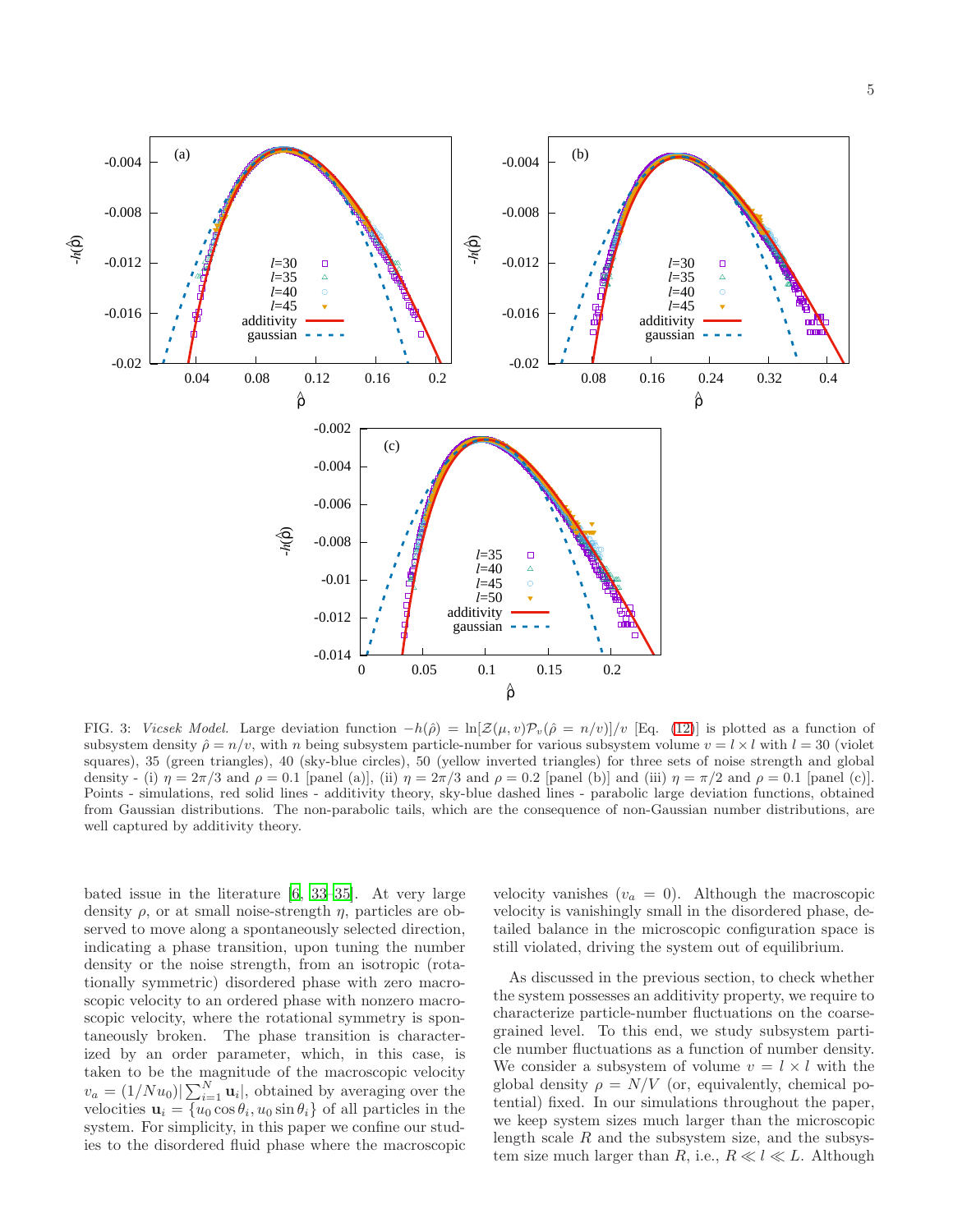FIG. 3: *Vicsek Model.* Large deviation function $-h(\hat{\rho}) = \ln[\mathcal{Z}(\mu, v)\mathcal{P}_v(\hat{\rho} = n/v)]/v$ [Eq. (12)] is plotted as a function of subsystem density $\hat{\rho} = n/v$, with $n$ being subsystem particle-number for various subsystem volume $v = l \times l$ with $l = 30$ (violet squares), 35 (green triangles), 40 (sky-blue circles), 50 (yellow inverted triangles) for three sets of noise strength and global density - (i) $\eta = 2\pi/3$ and $\rho = 0.1$ [panel (a)], (ii) $\eta = 2\pi/3$ and $\rho = 0.2$ [panel (b)] and (iii) $\eta = \pi/2$ and $\rho = 0.1$ [panel (c)]. Points - simulations, red solid lines - additivity theory, sky-blue dashed lines - parabolic large deviation functions, obtained from Gaussian distributions. The non-parabolic tails, which are the consequence of non-Gaussian number distributions, are well captured by additivity theory.

bated issue in the literature [6, 33–35]. At very large density $\rho$, or at small noise-strength $\eta$, particles are observed to move along a spontaneously selected direction, indicating a phase transition, upon tuning the number density or the noise strength, from an isotropic (rotationally symmetric) disordered phase with zero macroscopic velocity to an ordered phase with nonzero macroscopic velocity, where the rotational symmetry is spontaneously broken. The phase transition is characterized by an order parameter, which, in this case, is taken to be the magnitude of the macroscopic velocity $v_a = (1/Nu_0)|\sum_{i=1}^{N} \mathbf{u}_i|$, obtained by averaging over the velocities $\mathbf{u}_i = \{u_0 \cos\theta_i, u_0 \sin\theta_i\}$ of all particles in the system. For simplicity, in this paper we confine our studies to the disordered fluid phase where the macroscopic velocity vanishes ($v_a = 0$). Although the macroscopic velocity is vanishingly small in the disordered phase, detailed balance in the microscopic configuration space is still violated, driving the system out of equilibrium.

As discussed in the previous section, to check whether the system possesses an additivity property, we require to characterize particle-number fluctuations on the coarse-grained level. To this end, we study subsystem particle number fluctuations as a function of number density. We consider a subsystem of volume $v = l \times l$ with the global density $\rho = N/V$ (or, equivalently, chemical potential) fixed. In our simulations throughout the paper, we keep system sizes much larger than the microscopic length scale $R$ and the subsystem size, and the subsystem size much larger than $R$, i.e., $R \ll l \ll L$. Although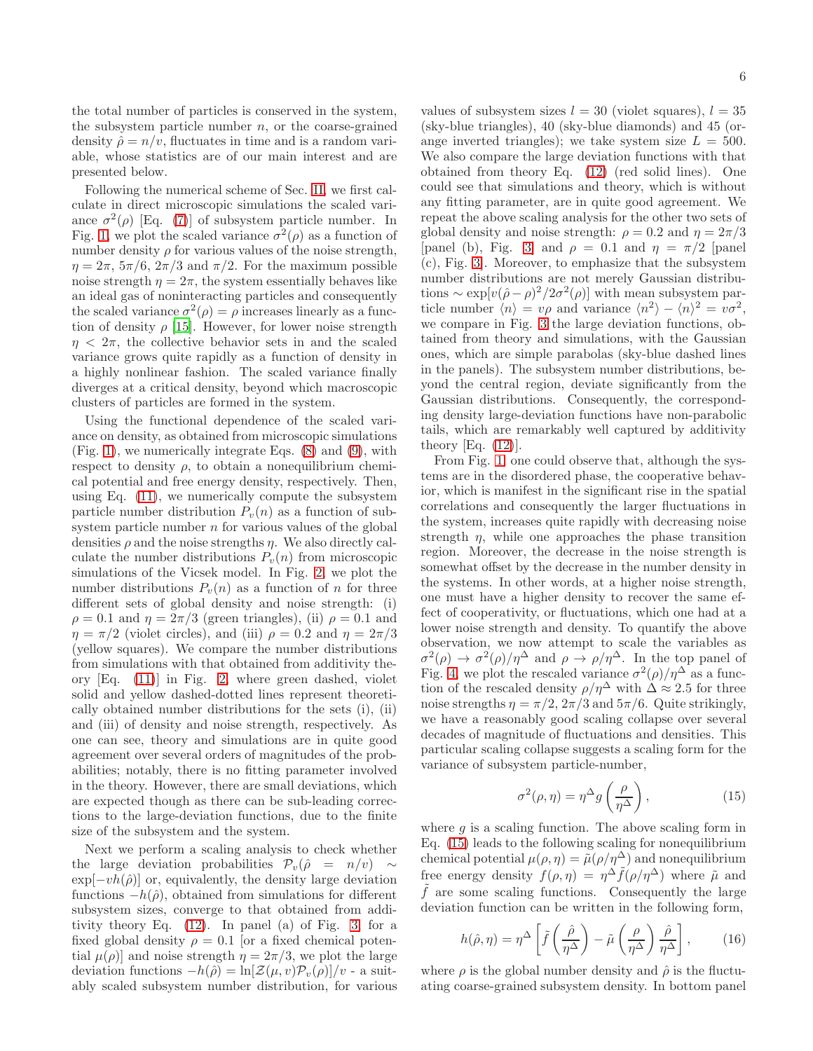the total number of particles is conserved in the system, the subsystem particle number $n$, or the coarse-grained density $\hat{\rho} = n/v$, fluctuates in time and is a random variable, whose statistics are of our main interest and are presented below.

Following the numerical scheme of Sec. II, we first calculate in direct microscopic simulations the scaled variance $\sigma^2(\rho)$ [Eq. (7)] of subsystem particle number. In Fig. 1, we plot the scaled variance $\sigma^2(\rho)$ as a function of number density $\rho$ for various values of the noise strength, $\eta = 2\pi$, $5\pi/6$, $2\pi/3$ and $\pi/2$. For the maximum possible noise strength $\eta = 2\pi$, the system essentially behaves like an ideal gas of noninteracting particles and consequently the scaled variance $\sigma^2(\rho) = \rho$ increases linearly as a function of density $\rho$ [15]. However, for lower noise strength $\eta < 2\pi$, the collective behavior sets in and the scaled variance grows quite rapidly as a function of density in a highly nonlinear fashion. The scaled variance finally diverges at a critical density, beyond which macroscopic clusters of particles are formed in the system.

Using the functional dependence of the scaled variance on density, as obtained from microscopic simulations (Fig. 1), we numerically integrate Eqs. (8) and (9), with respect to density $\rho$, to obtain a nonequilibrium chemical potential and free energy density, respectively. Then, using Eq. (11), we numerically compute the subsystem particle number distribution $P_v(n)$ as a function of subsystem particle number $n$ for various values of the global densities $\rho$ and the noise strengths $\eta$. We also directly calculate the number distributions $P_v(n)$ from microscopic simulations of the Vicsek model. In Fig. 2, we plot the number distributions $P_v(n)$ as a function of $n$ for three different sets of global density and noise strength: (i) $\rho = 0.1$ and $\eta = 2\pi/3$ (green triangles), (ii) $\rho = 0.1$ and $\eta = \pi/2$ (violet circles), and (iii) $\rho = 0.2$ and $\eta = 2\pi/3$ (yellow squares). We compare the number distributions from simulations with that obtained from additivity theory [Eq. (11)] in Fig. 2, where green dashed, violet solid and yellow dashed-dotted lines represent theoretically obtained number distributions for the sets (i), (ii) and (iii) of density and noise strength, respectively. As one can see, theory and simulations are in quite good agreement over several orders of magnitudes of the probabilities; notably, there is no fitting parameter involved in the theory. However, there are small deviations, which are expected though as there can be sub-leading corrections to the large-deviation functions, due to the finite size of the subsystem and the system.

Next we perform a scaling analysis to check whether the large deviation probabilities $\mathcal{P}_v(\hat{\rho} = n/v) \sim \exp[-vh(\hat{\rho})]$ or, equivalently, the density large deviation functions $-h(\hat{\rho})$, obtained from simulations for different subsystem sizes, converge to that obtained from additivity theory Eq. (12). In panel (a) of Fig. 3, for a fixed global density $\rho = 0.1$ [or a fixed chemical potential $\mu(\rho)$] and noise strength $\eta = 2\pi/3$, we plot the large deviation functions $-h(\hat{\rho}) = \ln[\mathcal{Z}(\mu, v)\mathcal{P}_v(\rho)]/v$ - a suitably scaled subsystem number distribution, for various values of subsystem sizes $l = 30$ (violet squares), $l = 35$ (sky-blue triangles), 40 (sky-blue diamonds) and 45 (orange inverted triangles); we take system size $L = 500$. We also compare the large deviation functions with that obtained from theory Eq. (12) (red solid lines). One could see that simulations and theory, which is without any fitting parameter, are in quite good agreement. We repeat the above scaling analysis for the other two sets of global density and noise strength: $\rho = 0.2$ and $\eta = 2\pi/3$ [panel (b), Fig. 3] and $\rho = 0.1$ and $\eta = \pi/2$ [panel (c), Fig. 3]. Moreover, to emphasize that the subsystem number distributions are not merely Gaussian distributions $\sim \exp[v(\hat{\rho} - \rho)^2/2\sigma^2(\rho)]$ with mean subsystem particle number $\langle n \rangle = v\rho$ and variance $\langle n^2 \rangle - \langle n \rangle^2 = v\sigma^2$, we compare in Fig. 3 the large deviation functions, obtained from theory and simulations, with the Gaussian ones, which are simple parabolas (sky-blue dashed lines in the panels). The subsystem number distributions, beyond the central region, deviate significantly from the Gaussian distributions. Consequently, the corresponding density large-deviation functions have non-parabolic tails, which are remarkably well captured by additivity theory [Eq. (12)].

From Fig. 1, one could observe that, although the systems are in the disordered phase, the cooperative behavior, which is manifest in the significant rise in the spatial correlations and consequently the larger fluctuations in the system, increases quite rapidly with decreasing noise strength $\eta$, while one approaches the phase transition region. Moreover, the decrease in the noise strength is somewhat offset by the decrease in the number density in the systems. In other words, at a higher noise strength, one must have a higher density to recover the same effect of cooperativity, or fluctuations, which one had at a lower noise strength and density. To quantify the above observation, we now attempt to scale the variables as $\sigma^2(\rho) \rightarrow \sigma^2(\rho)/\eta^\Delta$ and $\rho \rightarrow \rho/\eta^\Delta$. In the top panel of Fig. 4, we plot the rescaled variance $\sigma^2(\rho)/\eta^\Delta$ as a function of the rescaled density $\rho/\eta^\Delta$ with $\Delta \approx 2.5$ for three noise strengths $\eta = \pi/2, 2\pi/3$ and $5\pi/6$. Quite strikingly, we have a reasonably good scaling collapse over several decades of magnitude of fluctuations and densities. This particular scaling collapse suggests a scaling form for the variance of subsystem particle-number,

$$\sigma^2(\rho, \eta) = \eta^\Delta g\left(\frac{\rho}{\eta^\Delta}\right), \tag{15}$$

where $g$ is a scaling function. The above scaling form in Eq. (15) leads to the following scaling for nonequilibrium chemical potential $\mu(\rho, \eta) = \tilde{\mu}(\rho/\eta^\Delta)$ and nonequilibrium free energy density $f(\rho, \eta) = \eta^\Delta \tilde{f}(\rho/\eta^\Delta)$ where $\tilde{\mu}$ and $\tilde{f}$ are some scaling functions. Consequently the large deviation function can be written in the following form,

$$h(\hat{\rho}, \eta) = \eta^\Delta \left[\tilde{f}\left(\frac{\hat{\rho}}{\eta^\Delta}\right) - \tilde{\mu}\left(\frac{\rho}{\eta^\Delta}\right)\frac{\hat{\rho}}{\eta^\Delta}\right], \tag{16}$$

where $\rho$ is the global number density and $\hat{\rho}$ is the fluctuating coarse-grained subsystem density. In bottom panel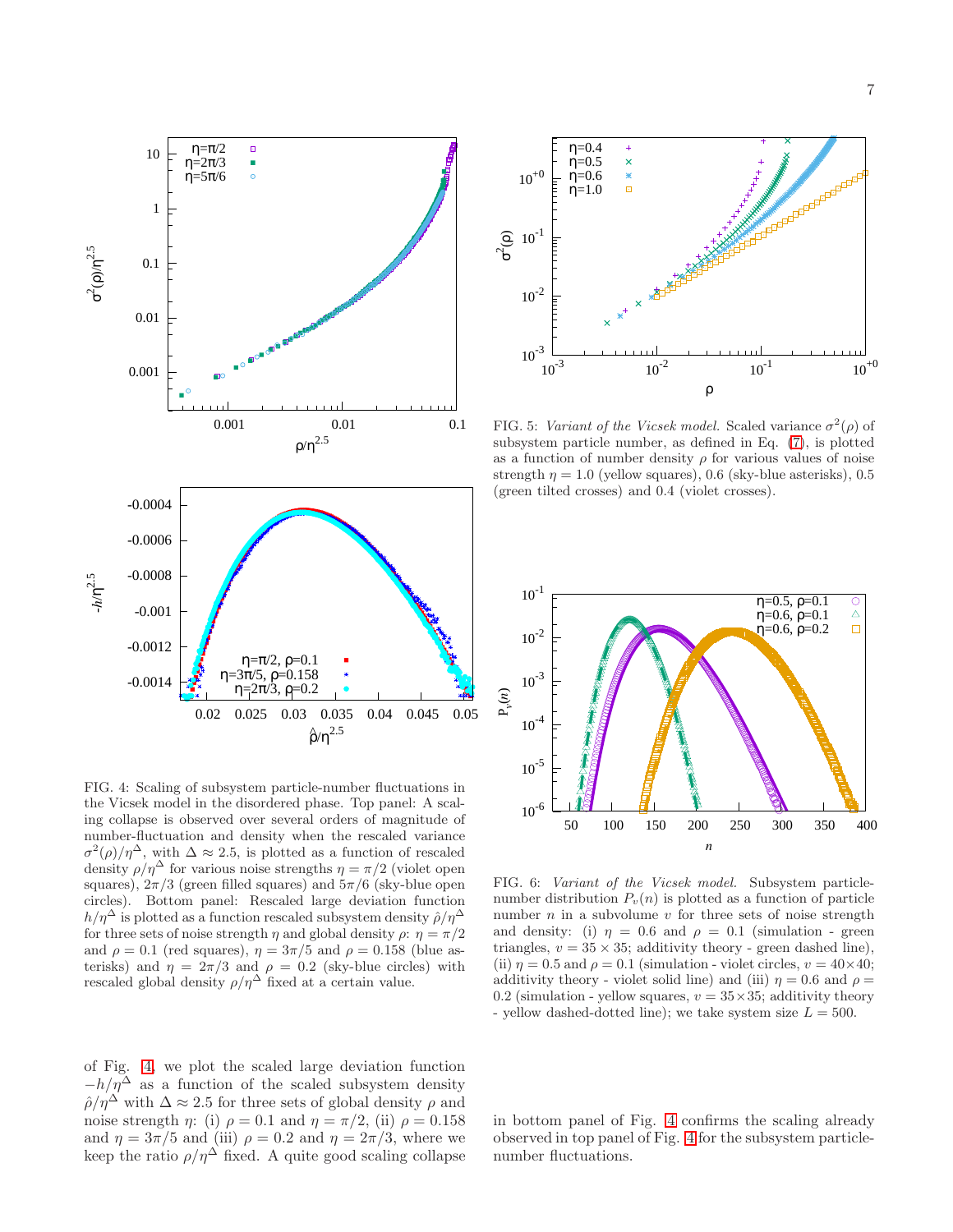FIG. 4: Scaling of subsystem particle-number fluctuations in the Vicsek model in the disordered phase. Top panel: A scaling collapse is observed over several orders of magnitude of number-fluctuation and density when the rescaled variance $\sigma^2(\rho)/\eta^\Delta$, with $\Delta \approx 2.5$, is plotted as a function of rescaled density $\rho/\eta^\Delta$ for various noise strengths $\eta = \pi/2$ (violet open squares), $2\pi/3$ (green filled squares) and $5\pi/6$ (sky-blue open circles). Bottom panel: Rescaled large deviation function $h/\eta^\Delta$ is plotted as a function rescaled subsystem density $\hat{\rho}/\eta^\Delta$ for three sets of noise strength $\eta$ and global density $\rho$: $\eta = \pi/2$ and $\rho = 0.1$ (red squares), $\eta = 3\pi/5$, $\rho = 0.158$ (blue asterisks) and $\eta = 2\pi/3$, $\rho = 0.2$ (sky-blue circles) with rescaled global density $\rho/\eta^\Delta$ fixed at a certain value.

FIG. 5: *Variant of the Vicsek model.* Scaled variance $\sigma^2(\rho)$ of subsystem particle number, as defined in Eq. (7), is plotted as a function of number density $\rho$ for various values of noise strength $\eta = 1.0$ (yellow squares), 0.6 (sky-blue asterisks), 0.5 (green tilted crosses) and 0.4 (violet crosses).

FIG. 6: *Variant of the Vicsek model.* Subsystem particle-number distribution $P_v(n)$ is plotted as a function of particle number $n$ in a subvolume $v$ for three sets of noise strength and density: (i) $\eta = 0.6$ and $\rho = 0.1$ (simulation - green triangles, $v = 35 \times 35$; additivity theory - green dashed line), (ii) $\eta = 0.5$ and $\rho = 0.1$ (simulation - violet circles, $v = 40 \times 40$; additivity theory - violet solid line) and (iii) $\eta = 0.6$ and $\rho = 0.2$ (simulation - yellow squares, $v = 35 \times 35$; additivity theory - yellow dashed-dotted line); we take system size $L = 500$.

of Fig. 4, we plot the scaled large deviation function $-h/\eta^\Delta$ as a function of the scaled subsystem density $\hat{\rho}/\eta^\Delta$ with $\Delta \approx 2.5$ for three sets of global density $\rho$ and noise strength $\eta$: (i) $\rho = 0.1$ and $\eta = \pi/2$, (ii) $\rho = 0.158$ and $\eta = 3\pi/5$ and (iii) $\rho = 0.2$ and $\eta = 2\pi/3$, where we keep the ratio $\rho/\eta^\Delta$ fixed. A quite good scaling collapse in bottom panel of Fig. 4 confirms the scaling already observed in top panel of Fig. 4 for the subsystem particle-number fluctuations.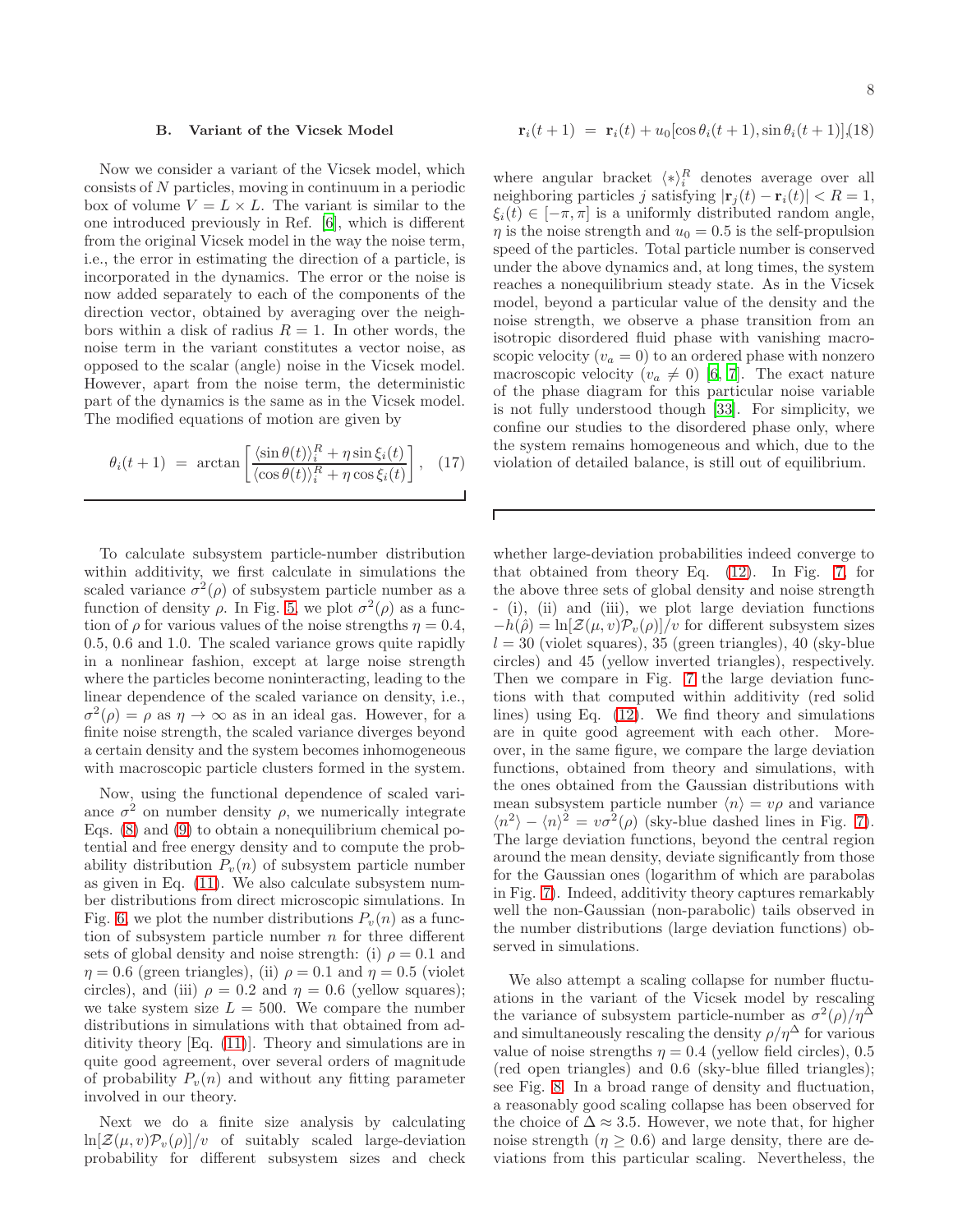### B. Variant of the Vicsek Model

Now we consider a variant of the Vicsek model, which consists of $N$ particles, moving in continuum in a periodic box of volume $V = L \times L$. The variant is similar to the one introduced previously in Ref. [6], which is different from the original Vicsek model in the way the noise term, i.e., the error in estimating the direction of a particle, is incorporated in the dynamics. The error or the noise is now added separately to each of the components of the direction vector, obtained by averaging over the neighbors within a disk of radius $R = 1$. In other words, the noise term in the variant constitutes a vector noise, as opposed to the scalar (angle) noise in the Vicsek model. However, apart from the noise term, the deterministic part of the dynamics is the same as in the Vicsek model. The modified equations of motion are given by

$$\theta_i(t+1) = \arctan\left[\frac{\langle \sin\theta(t)\rangle_i^R + \eta \sin\xi_i(t)}{\langle \cos\theta(t)\rangle_i^R + \eta\cos\xi_i(t)}\right], \quad (17)$$

$$\mathbf{r}_i(t+1) = \mathbf{r}_i(t) + u_0[\cos\theta_i(t+1), \sin\theta_i(t+1)], (18)$$

where angular bracket $\langle * \rangle_i^R$ denotes average over all neighboring particles $j$ satisfying $|\mathbf{r}_j(t) - \mathbf{r}_i(t)| < R = 1$, $\xi_i(t) \in [-\pi, \pi]$ is a uniformly distributed random angle, $\eta$ is the noise strength and $u_0 = 0.5$ is the self-propulsion speed of the particles. Total particle number is conserved under the above dynamics and, at long times, the system reaches a nonequilibrium steady state. As in the Vicsek model, beyond a particular value of the density and the noise strength, we observe a phase transition from an isotropic disordered fluid phase with vanishing macroscopic velocity ($v_a = 0$) to an ordered phase with nonzero macroscopic velocity ($v_a \neq 0$) [6, 7]. The exact nature of the phase diagram for this particular noise variable is not fully understood though [33]. For simplicity, we confine our studies to the disordered phase only, where the system remains homogeneous and which, due to the violation of detailed balance, is still out of equilibrium.

To calculate subsystem particle-number distribution within additivity, we first calculate in simulations the scaled variance $\sigma^2(\rho)$ of subsystem particle number as a function of density $\rho$. In Fig. 5, we plot $\sigma^2(\rho)$ as a function of $\rho$ for various values of the noise strengths $\eta = 0.4$, 0.5, 0.6 and 1.0. The scaled variance grows quite rapidly in a nonlinear fashion, except at large noise strength where the particles become noninteracting, leading to the linear dependence of the scaled variance on density, i.e., $\sigma^2(\rho) = \rho$ as $\eta \to \infty$ as in an ideal gas. However, for a finite noise strength, the scaled variance diverges beyond a certain density and the system becomes inhomogeneous with macroscopic particle clusters formed in the system.

Now, using the functional dependence of scaled variance $\sigma^2$ on number density $\rho$, we numerically integrate Eqs. (8) and (9) to obtain a nonequilibrium chemical potential and free energy density and to compute the probability distribution $P_v(n)$ of subsystem particle number as given in Eq. (11). We also calculate subsystem number distributions from direct microscopic simulations. In Fig. 6, we plot the number distributions $P_v(n)$ as a function of subsystem particle number $n$ for three different sets of global density and noise strength: (i) $\rho = 0.1$ and $\eta = 0.6$ (green triangles), (ii) $\rho = 0.1$ and $\eta = 0.5$ (violet circles), and (iii) $\rho = 0.2$ and $\eta = 0.6$ (yellow squares); we take system size $L = 500$. We compare the number distributions in simulations with that obtained from additivity theory [Eq. (11)]. Theory and simulations are in quite good agreement, over several orders of magnitude of probability $P_v(n)$ and without any fitting parameter involved in our theory.

Next we do a finite size analysis by calculating $\ln[\mathcal{Z}(\mu, v)\mathcal{P}_v(\rho)]/v$ of suitably scaled large-deviation probability for different subsystem sizes and check whether large-deviation probabilities indeed converge to that obtained from theory Eq. (12). In Fig. 7, for the above three sets of global density and noise strength - (i), (ii) and (iii), we plot large deviation functions $-h(\hat{\rho}) = \ln[\mathcal{Z}(\mu, v)\mathcal{P}_v(\rho)]/v$ for different subsystem sizes $l = 30$ (violet squares), 35 (green triangles), 40 (sky-blue circles) and 45 (yellow inverted triangles), respectively. Then we compare in Fig. 7 the large deviation functions with that computed within additivity (red solid lines) using Eq. (12). We find theory and simulations are in quite good agreement with each other. Moreover, in the same figure, we compare the large deviation functions, obtained from theory and simulations, with the ones obtained from the Gaussian distributions with mean subsystem particle number $\langle n\rangle = v\rho$ and variance $\langle n^2\rangle - \langle n\rangle^2 = v\sigma^2(\rho)$ (sky-blue dashed lines in Fig. 7). The large deviation functions, beyond the central region around the mean density, deviate significantly from those for the Gaussian ones (logarithm of which are parabolas in Fig. 7). Indeed, additivity theory captures remarkably well the non-Gaussian (non-parabolic) tails observed in the number distributions (large deviation functions) observed in simulations.

We also attempt a scaling collapse for number fluctuations in the variant of the Vicsek model by rescaling the variance of subsystem particle-number as $\sigma^2(\rho)/\eta^\Delta$ and simultaneously rescaling the density $\rho/\eta^\Delta$ for various value of noise strengths $\eta = 0.4$ (yellow field circles), 0.5 (red open triangles) and 0.6 (sky-blue filled triangles); see Fig. 8. In a broad range of density and fluctuation, a reasonably good scaling collapse has been observed for the choice of $\Delta \approx 3.5$. However, we note that, for higher noise strength ($\eta \geq 0.6$) and large density, there are deviations from this particular scaling. Nevertheless, the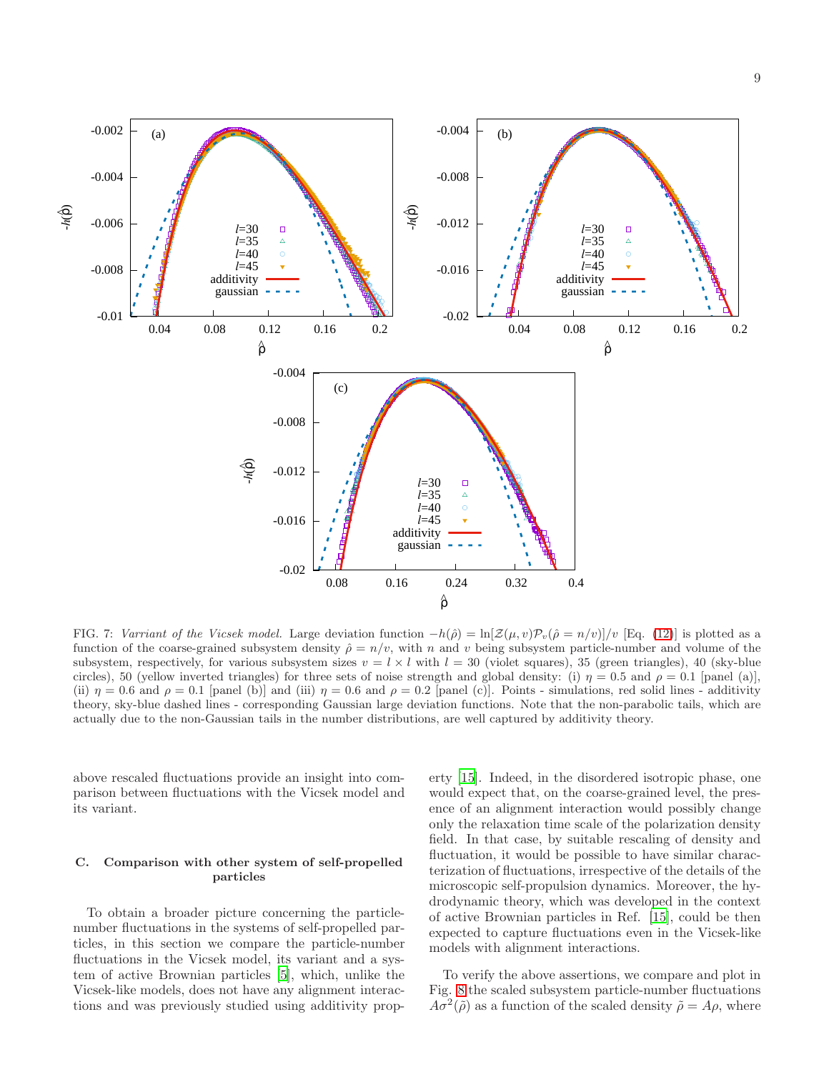FIG. 7: *Varriant of the Vicsek model.* Large deviation function $-h(\hat{\rho}) = \ln[\mathcal{Z}(\mu, v)\mathcal{P}_v(\hat{\rho} = n/v)]/v$ [Eq. (12)] is plotted as a function of the coarse-grained subsystem density $\hat{\rho} = n/v$, with $n$ and $v$ being subsystem particle-number and volume of the subsystem, respectively, for various subsystem sizes $v = l \times l$ with $l = 30$ (violet squares), 35 (green triangles), 40 (sky-blue circles), 50 (yellow inverted triangles) for three sets of noise strength and global density: (i) $\eta = 0.5$ and $\rho = 0.1$ [panel (a)], (ii) $\eta = 0.6$ and $\rho = 0.1$ [panel (b)] and (iii) $\eta = 0.6$ and $\rho = 0.2$ [panel (c)]. Points - simulations, red solid lines - additivity theory, sky-blue dashed lines - corresponding Gaussian large deviation functions. Note that the non-parabolic tails, which are actually due to the non-Gaussian tails in the number distributions, are well captured by additivity theory.

above rescaled fluctuations provide an insight into comparison between fluctuations with the Vicsek model and its variant.

### C. Comparison with other system of self-propelled particles

To obtain a broader picture concerning the particle-number fluctuations in the systems of self-propelled particles, in this section we compare the particle-number fluctuations in the Vicsek model, its variant and a system of active Brownian particles [5], which, unlike the Vicsek-like models, does not have any alignment interactions and was previously studied using additivity property [15]. Indeed, in the disordered isotropic phase, one would expect that, on the coarse-grained level, the presence of an alignment interaction would possibly change only the relaxation time scale of the polarization density field. In that case, by suitable rescaling of density and fluctuation, it would be possible to have similar characterization of fluctuations, irrespective of the details of the microscopic self-propulsion dynamics. Moreover, the hydrodynamic theory, which was developed in the context of active Brownian particles in Ref. [15], could be then expected to capture fluctuations even in the Vicsek-like models with alignment interactions.

To verify the above assertions, we compare and plot in Fig. 8 the scaled subsystem particle-number fluctuations $A\sigma^2(\tilde{\rho})$ as a function of the scaled density $\tilde{\rho} = A\rho$, where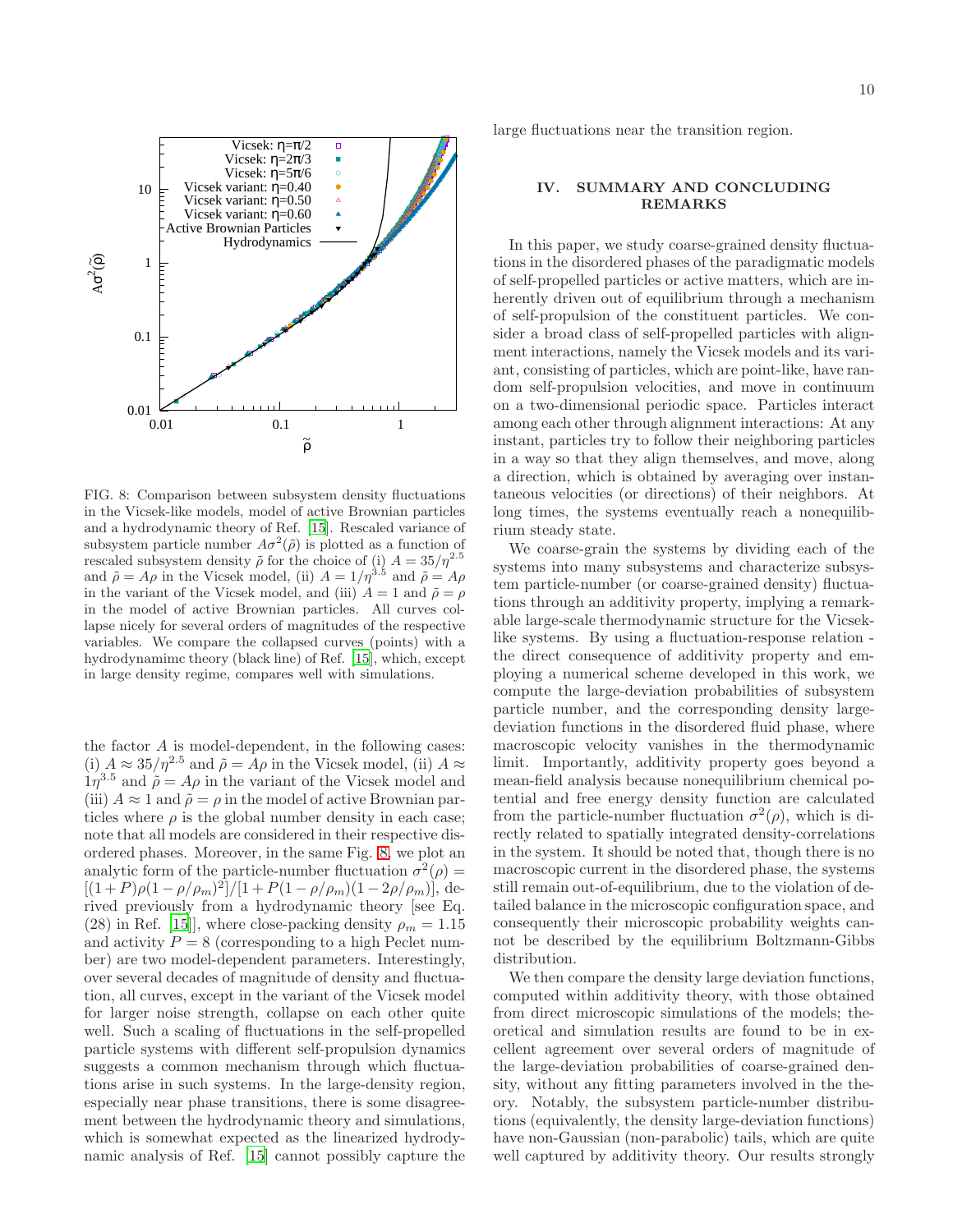FIG. 8: Comparison between subsystem density fluctuations in the Vicsek-like models, model of active Brownian particles and a hydrodynamic theory of Ref. [15]. Rescaled variance of subsystem particle number $A\sigma^2(\tilde{\rho})$ is plotted as a function of rescaled subsystem density $\tilde{\rho}$ for the choice of (i) $A = 35/\eta^{2.5}$ and $\tilde{\rho} = A\rho$ in the Vicsek model, (ii) $A = 1/\eta^{3.5}$ and $\tilde{\rho} = A\rho$ in the variant of the Vicsek model, and (iii) $A = 1$ and $\tilde{\rho} = \rho$ in the model of active Brownian particles. All curves collapse nicely for several orders of magnitudes of the respective variables. We compare the collapsed curves (points) with a hydrodynamimc theory (black line) of Ref. [15], which, except in large density regime, compares well with simulations.

the factor $A$ is model-dependent, in the following cases: (i) $A \approx 35/\eta^{2.5}$ and $\tilde{\rho} = A\rho$ in the Vicsek model, (ii) $A \approx 1\eta^{3.5}$ and $\tilde{\rho} = A\rho$ in the variant of the Vicsek model and (iii) $A \approx 1$ and $\tilde{\rho} = \rho$ in the model of active Brownian particles where $\rho$ is the global number density in each case; note that all models are considered in their respective disordered phases. Moreover, in the same Fig. 8, we plot an analytic form of the particle-number fluctuation $\sigma^2(\rho) = [(1+P)\rho(1-\rho/\rho_m)^2]/[1+P(1-\rho/\rho_m)(1-2\rho/\rho_m)]$, derived previously from a hydrodynamic theory [see Eq. (28) in Ref. [15]], where close-packing density $\rho_m = 1.15$ and activity $P = 8$ (corresponding to a high Peclet number) are two model-dependent parameters. Interestingly, over several decades of magnitude of density and fluctuation, all curves, except in the variant of the Vicsek model for larger noise strength, collapse on each other quite well. Such a scaling of fluctuations in the self-propelled particle systems with different self-propulsion dynamics suggests a common mechanism through which fluctuations arise in such systems. In the large-density region, especially near phase transitions, there is some disagreement between the hydrodynamic theory and simulations, which is somewhat expected as the linearized hydrodynamic analysis of Ref. [15] cannot possibly capture the large fluctuations near the transition region.

## IV. SUMMARY AND CONCLUDING REMARKS

In this paper, we study coarse-grained density fluctuations in the disordered phases of the paradigmatic models of self-propelled particles or active matters, which are inherently driven out of equilibrium through a mechanism of self-propulsion of the constituent particles. We consider a broad class of self-propelled particles with alignment interactions, namely the Vicsek models and its variant, consisting of particles, which are point-like, have random self-propulsion velocities, and move in continuum on a two-dimensional periodic space. Particles interact among each other through alignment interactions: At any instant, particles try to follow their neighboring particles in a way so that they align themselves, and move, along a direction, which is obtained by averaging over instantaneous velocities (or directions) of their neighbors. At long times, the systems eventually reach a nonequilibrium steady state.

We coarse-grain the systems by dividing each of the systems into many subsystems and characterize subsystem particle-number (or coarse-grained density) fluctuations through an additivity property, implying a remarkable large-scale thermodynamic structure for the Vicsek-like systems. By using a fluctuation-response relation - the direct consequence of additivity property and employing a numerical scheme developed in this work, we compute the large-deviation probabilities of subsystem particle number, and the corresponding density large-deviation functions in the disordered fluid phase, where macroscopic velocity vanishes in the thermodynamic limit. Importantly, additivity property goes beyond a mean-field analysis because nonequilibrium chemical potential and free energy density function are calculated from the particle-number fluctuation $\sigma^2(\rho)$, which is directly related to spatially integrated density-correlations in the system. It should be noted that, though there is no macroscopic current in the disordered phase, the systems still remain out-of-equilibrium, due to the violation of detailed balance in the microscopic configuration space, and consequently their microscopic probability weights cannot be described by the equilibrium Boltzmann-Gibbs distribution.

We then compare the density large deviation functions, computed within additivity theory, with those obtained from direct microscopic simulations of the models; theoretical and simulation results are found to be in excellent agreement over several orders of magnitude of the large-deviation probabilities of coarse-grained density, without any fitting parameters involved in the theory. Notably, the subsystem particle-number distributions (equivalently, the density large-deviation functions) have non-Gaussian (non-parabolic) tails, which are quite well captured by additivity theory. Our results strongly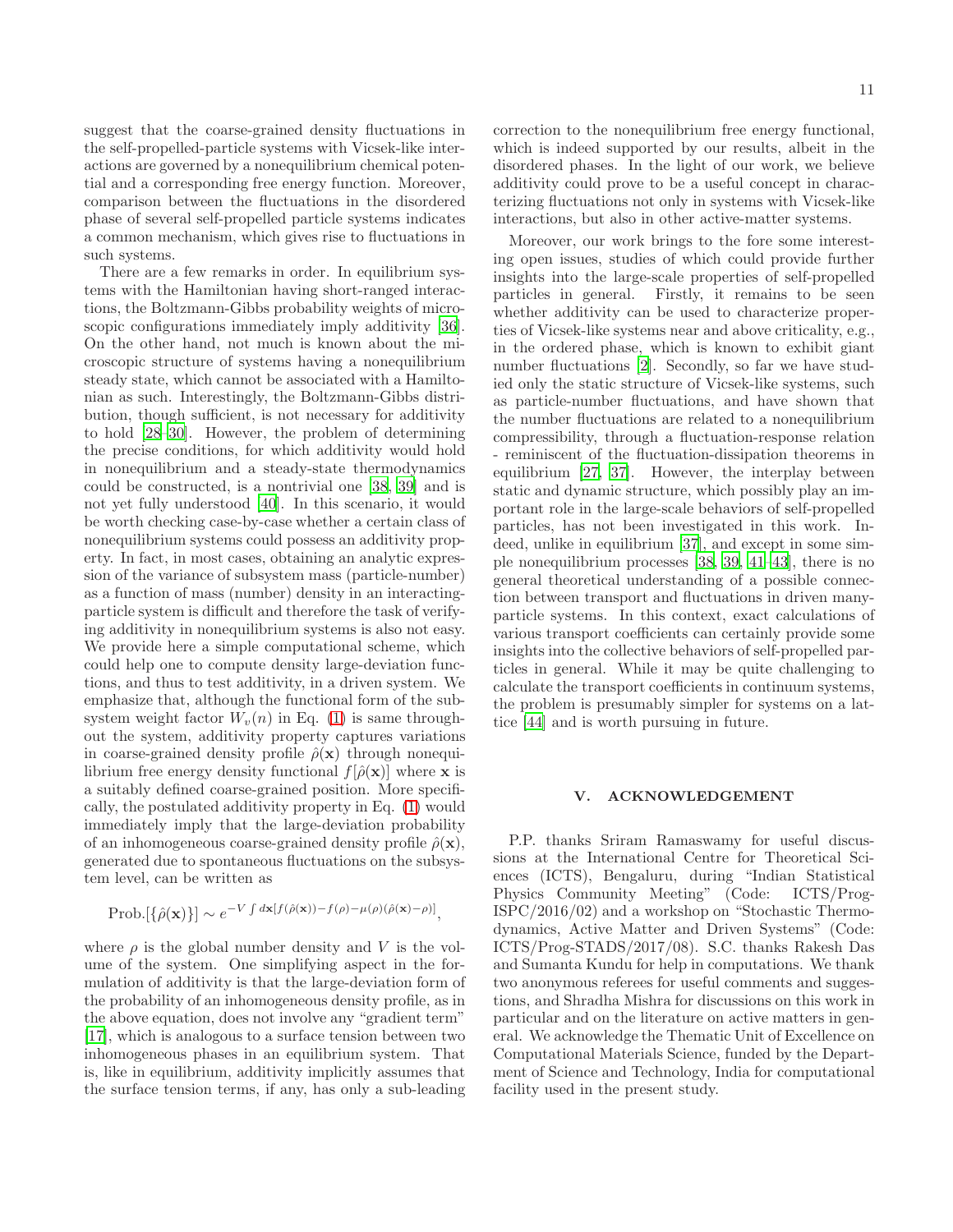suggest that the coarse-grained density fluctuations in the self-propelled-particle systems with Vicsek-like interactions are governed by a nonequilibrium chemical potential and a corresponding free energy function. Moreover, comparison between the fluctuations in the disordered phase of several self-propelled particle systems indicates a common mechanism, which gives rise to fluctuations in such systems.

There are a few remarks in order. In equilibrium systems with the Hamiltonian having short-ranged interactions, the Boltzmann-Gibbs probability weights of microscopic configurations immediately imply additivity [36]. On the other hand, not much is known about the microscopic structure of systems having a nonequilibrium steady state, which cannot be associated with a Hamiltonian as such. Interestingly, the Boltzmann-Gibbs distribution, though sufficient, is not necessary for additivity to hold [28–30]. However, the problem of determining the precise conditions, for which additivity would hold in nonequilibrium and a steady-state thermodynamics could be constructed, is a nontrivial one [38, 39] and is not yet fully understood [40]. In this scenario, it would be worth checking case-by-case whether a certain class of nonequilibrium systems could possess an additivity property. In fact, in most cases, obtaining an analytic expression of the variance of subsystem mass (particle-number) as a function of mass (number) density in an interacting-particle system is difficult and therefore the task of verifying additivity in nonequilibrium systems is also not easy. We provide here a simple computational scheme, which could help one to compute density large-deviation functions, and thus to test additivity, in a driven system. We emphasize that, although the functional form of the subsystem weight factor $W_v(n)$ in Eq. (1) is same throughout the system, additivity property captures variations in coarse-grained density profile $\hat{\rho}(\mathbf{x})$ through nonequilibrium free energy density functional $f[\hat{\rho}(\mathbf{x})]$ where $\mathbf{x}$ is a suitably defined coarse-grained position. More specifically, the postulated additivity property in Eq. (1) would immediately imply that the large-deviation probability of an inhomogeneous coarse-grained density profile $\hat{\rho}(\mathbf{x})$, generated due to spontaneous fluctuations on the subsystem level, can be written as

$$\text{Prob.}[\{\hat{\rho}(\mathbf{x})\}] \sim e^{-V\int d\mathbf{x}[f(\hat{\rho}(\mathbf{x}))-f(\rho)-\mu(\rho)(\hat{\rho}(\mathbf{x})-\rho)]},$$

where $\rho$ is the global number density and $V$ is the volume of the system. One simplifying aspect in the formulation of additivity is that the large-deviation form of the probability of an inhomogeneous density profile, as in the above equation, does not involve any "gradient term" [17], which is analogous to a surface tension between two inhomogeneous phases in an equilibrium system. That is, like in equilibrium, additivity implicitly assumes that the surface tension terms, if any, has only a sub-leading correction to the nonequilibrium free energy functional, which is indeed supported by our results, albeit in the disordered phases. In the light of our work, we believe additivity could prove to be a useful concept in characterizing fluctuations not only in systems with Vicsek-like interactions, but also in other active-matter systems.

Moreover, our work brings to the fore some interesting open issues, studies of which could provide further insights into the large-scale properties of self-propelled particles in general. Firstly, it remains to be seen whether additivity can be used to characterize properties of Vicsek-like systems near and above criticality, e.g., in the ordered phase, which is known to exhibit giant number fluctuations [2]. Secondly, so far we have studied only the static structure of Vicsek-like systems, such as particle-number fluctuations, and have shown that the number fluctuations are related to a nonequilibrium compressibility, through a fluctuation-response relation - reminiscent of the fluctuation-dissipation theorems in equilibrium [27, 37]. However, the interplay between static and dynamic structure, which possibly play an important role in the large-scale behaviors of self-propelled particles, has not been investigated in this work. Indeed, unlike in equilibrium [37], and except in some simple nonequilibrium processes [38, 39, 41–43], there is no general theoretical understanding of a possible connection between transport and fluctuations in driven many-particle systems. In this context, exact calculations of various transport coefficients can certainly provide some insights into the collective behaviors of self-propelled particles in general. While it may be quite challenging to calculate the transport coefficients in continuum systems, the problem is presumably simpler for systems on a lattice [44] and is worth pursuing in future.

## V. ACKNOWLEDGEMENT

P.P. thanks Sriram Ramaswamy for useful discussions at the International Centre for Theoretical Sciences (ICTS), Bengaluru, during "Indian Statistical Physics Community Meeting" (Code: ICTS/Prog-ISPC/2016/02) and a workshop on "Stochastic Thermodynamics, Active Matter and Driven Systems" (Code: ICTS/Prog-STADS/2017/08). S.C. thanks Rakesh Das and Sumanta Kundu for help in computations. We thank two anonymous referees for useful comments and suggestions, and Shradha Mishra for discussions on this work in particular and on the literature on active matters in general. We acknowledge the Thematic Unit of Excellence on Computational Materials Science, funded by the Department of Science and Technology, India for computational facility used in the present study.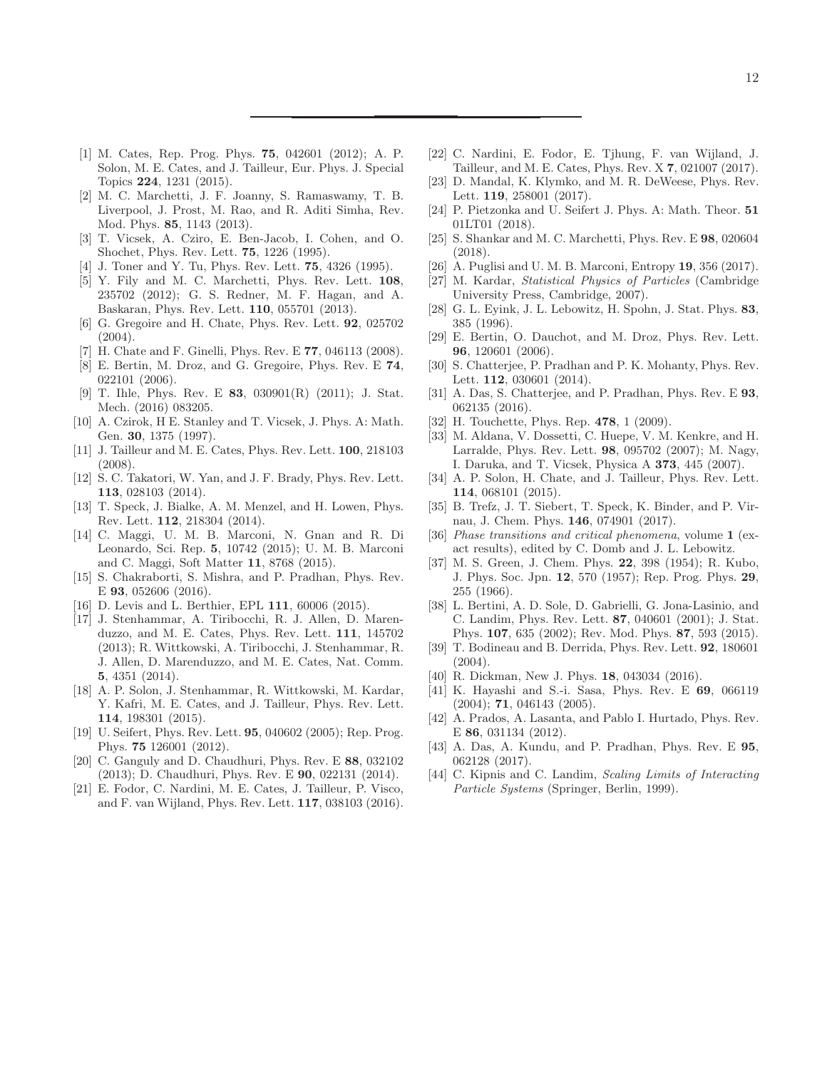[1] M. Cates, Rep. Prog. Phys. **75**, 042601 (2012); A. P. Solon, M. E. Cates, and J. Tailleur, Eur. Phys. J. Special Topics **224**, 1231 (2015).

[2] M. C. Marchetti, J. F. Joanny, S. Ramaswamy, T. B. Liverpool, J. Prost, M. Rao, and R. Aditi Simha, Rev. Mod. Phys. **85**, 1143 (2013).

[3] T. Vicsek, A. Cziro, E. Ben-Jacob, I. Cohen, and O. Shochet, Phys. Rev. Lett. **75**, 1226 (1995).

[4] J. Toner and Y. Tu, Phys. Rev. Lett. **75**, 4326 (1995).

[5] Y. Fily and M. C. Marchetti, Phys. Rev. Lett. **108**, 235702 (2012); G. S. Redner, M. F. Hagan, and A. Baskaran, Phys. Rev. Lett. **110**, 055701 (2013).

[6] G. Gregoire and H. Chate, Phys. Rev. Lett. **92**, 025702 (2004).

[7] H. Chate and F. Ginelli, Phys. Rev. E **77**, 046113 (2008).

[8] E. Bertin, M. Droz, and G. Gregoire, Phys. Rev. E **74**, 022101 (2006).

[9] T. Ihle, Phys. Rev. E **83**, 030901(R) (2011); J. Stat. Mech. (2016) 083205.

[10] A. Czirok, H E. Stanley and T. Vicsek, J. Phys. A: Math. Gen. **30**, 1375 (1997).

[11] J. Tailleur and M. E. Cates, Phys. Rev. Lett. **100**, 218103 (2008).

[12] S. C. Takatori, W. Yan, and J. F. Brady, Phys. Rev. Lett. **113**, 028103 (2014).

[13] T. Speck, J. Bialke, A. M. Menzel, and H. Lowen, Phys. Rev. Lett. **112**, 218304 (2014).

[14] C. Maggi, U. M. B. Marconi, N. Gnan and R. Di Leonardo, Sci. Rep. **5**, 10742 (2015); U. M. B. Marconi and C. Maggi, Soft Matter **11**, 8768 (2015).

[15] S. Chakraborti, S. Mishra, and P. Pradhan, Phys. Rev. E **93**, 052606 (2016).

[16] D. Levis and L. Berthier, EPL **111**, 60006 (2015).

[17] J. Stenhammar, A. Tiribocchi, R. J. Allen, D. Marenduzzo, and M. E. Cates, Phys. Rev. Lett. **111**, 145702 (2013); R. Wittkowski, A. Tiribocchi, J. Stenhammar, R. J. Allen, D. Marenduzzo, and M. E. Cates, Nat. Comm. **5**, 4351 (2014).

[18] A. P. Solon, J. Stenhammar, R. Wittkowski, M. Kardar, Y. Kafri, M. E. Cates, and J. Tailleur, Phys. Rev. Lett. **114**, 198301 (2015).

[19] U. Seifert, Phys. Rev. Lett. **95**, 040602 (2005); Rep. Prog. Phys. **75** 126001 (2012).

[20] C. Ganguly and D. Chaudhuri, Phys. Rev. E **88**, 032102 (2013); D. Chaudhuri, Phys. Rev. E **90**, 022131 (2014).

[21] E. Fodor, C. Nardini, M. E. Cates, J. Tailleur, P. Visco, and F. van Wijland, Phys. Rev. Lett. **117**, 038103 (2016).

[22] C. Nardini, E. Fodor, E. Tjhung, F. van Wijland, J. Tailleur, and M. E. Cates, Phys. Rev. X **7**, 021007 (2017).

[23] D. Mandal, K. Klymko, and M. R. DeWeese, Phys. Rev. Lett. **119**, 258001 (2017).

[24] P. Pietzonka and U. Seifert J. Phys. A: Math. Theor. **51** 01LT01 (2018).

[25] S. Shankar and M. C. Marchetti, Phys. Rev. E **98**, 020604 (2018).

[26] A. Puglisi and U. M. B. Marconi, Entropy **19**, 356 (2017).

[27] M. Kardar, *Statistical Physics of Particles* (Cambridge University Press, Cambridge, 2007).

[28] G. L. Eyink, J. L. Lebowitz, H. Spohn, J. Stat. Phys. **83**, 385 (1996).

[29] E. Bertin, O. Dauchot, and M. Droz, Phys. Rev. Lett. **96**, 120601 (2006).

[30] S. Chatterjee, P. Pradhan and P. K. Mohanty, Phys. Rev. Lett. **112**, 030601 (2014).

[31] A. Das, S. Chatterjee, and P. Pradhan, Phys. Rev. E **93**, 062135 (2016).

[32] H. Touchette, Phys. Rep. **478**, 1 (2009).

[33] M. Aldana, V. Dossetti, C. Huepe, V. M. Kenkre, and H. Larralde, Phys. Rev. Lett. **98**, 095702 (2007); M. Nagy, I. Daruka, and T. Vicsek, Physica A **373**, 445 (2007).

[34] A. P. Solon, H. Chate, and J. Tailleur, Phys. Rev. Lett. **114**, 068101 (2015).

[35] B. Trefz, J. T. Siebert, T. Speck, K. Binder, and P. Virnau, J. Chem. Phys. **146**, 074901 (2017).

[36] *Phase transitions and critical phenomena*, volume **1** (exact results), edited by C. Domb and J. L. Lebowitz.

[37] M. S. Green, J. Chem. Phys. **22**, 398 (1954); R. Kubo, J. Phys. Soc. Jpn. **12**, 570 (1957); Rep. Prog. Phys. **29**, 255 (1966).

[38] L. Bertini, A. D. Sole, D. Gabrielli, G. Jona-Lasinio, and C. Landim, Phys. Rev. Lett. **87**, 040601 (2001); J. Stat. Phys. **107**, 635 (2002); Rev. Mod. Phys. **87**, 593 (2015).

[39] T. Bodineau and B. Derrida, Phys. Rev. Lett. **92**, 180601 (2004).

[40] R. Dickman, New J. Phys. **18**, 043034 (2016).

[41] K. Hayashi and S.-i. Sasa, Phys. Rev. E **69**, 066119 (2004); **71**, 046143 (2005).

[42] A. Prados, A. Lasanta, and Pablo I. Hurtado, Phys. Rev. E **86**, 031134 (2012).

[43] A. Das, A. Kundu, and P. Pradhan, Phys. Rev. E **95**, 062128 (2017).

[44] C. Kipnis and C. Landim, *Scaling Limits of Interacting Particle Systems* (Springer, Berlin, 1999).